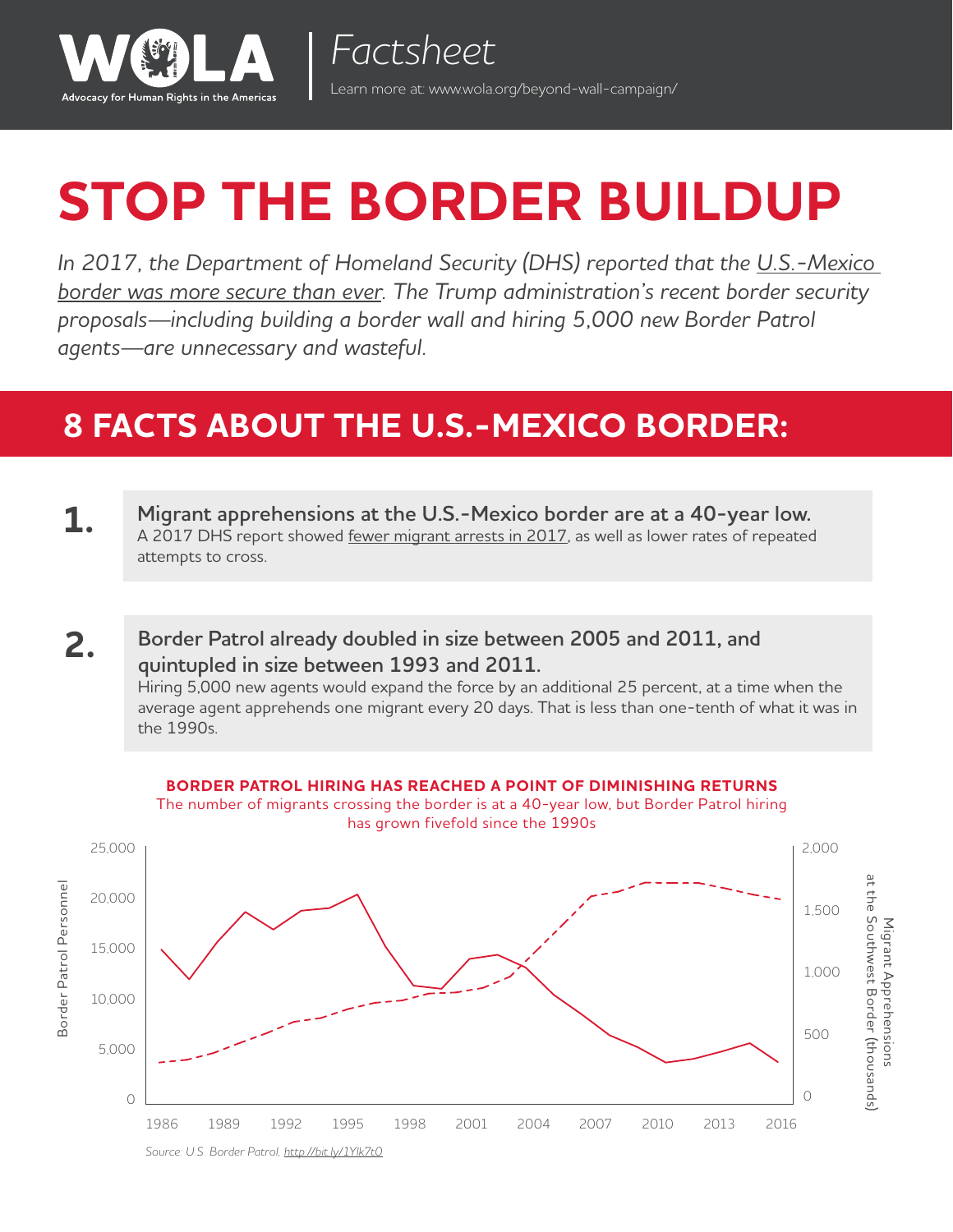WOLA
Advocacy for Human Rights in the Americas

Factsheet

Learn more at: www.wola.org/beyond-wall-campaign/

# STOP THE BORDER BUILDUP

*In 2017, the Department of Homeland Security (DHS) reported that the U.S.-Mexico border was more secure than ever. The Trump administration's recent border security proposals—including building a border wall and hiring 5,000 new Border Patrol agents—are unnecessary and wasteful.*

## 8 FACTS ABOUT THE U.S.-MEXICO BORDER:

**1. Migrant apprehensions at the U.S.-Mexico border are at a 40-year low.**
A 2017 DHS report showed fewer migrant arrests in 2017, as well as lower rates of repeated attempts to cross.

**2. Border Patrol already doubled in size between 2005 and 2011, and quintupled in size between 1993 and 2011.**
Hiring 5,000 new agents would expand the force by an additional 25 percent, at a time when the average agent apprehends one migrant every 20 days. That is less than one-tenth of what it was in the 1990s.

**BORDER PATROL HIRING HAS REACHED A POINT OF DIMINISHING RETURNS**

The number of migrants crossing the border is at a 40-year low, but Border Patrol hiring has grown fivefold since the 1990s

Border Patrol Personnel: 0, 5,000, 10,000, 15,000, 20,000, 25,000

Migrant Apprehensions at the Southwest Border (thousands): 0, 500, 1,000, 1,500, 2,000

1986, 1989, 1992, 1995, 1998, 2001, 2004, 2007, 2010, 2013, 2016

*Source: U.S. Border Patrol, http://bit.ly/1YIk7tO*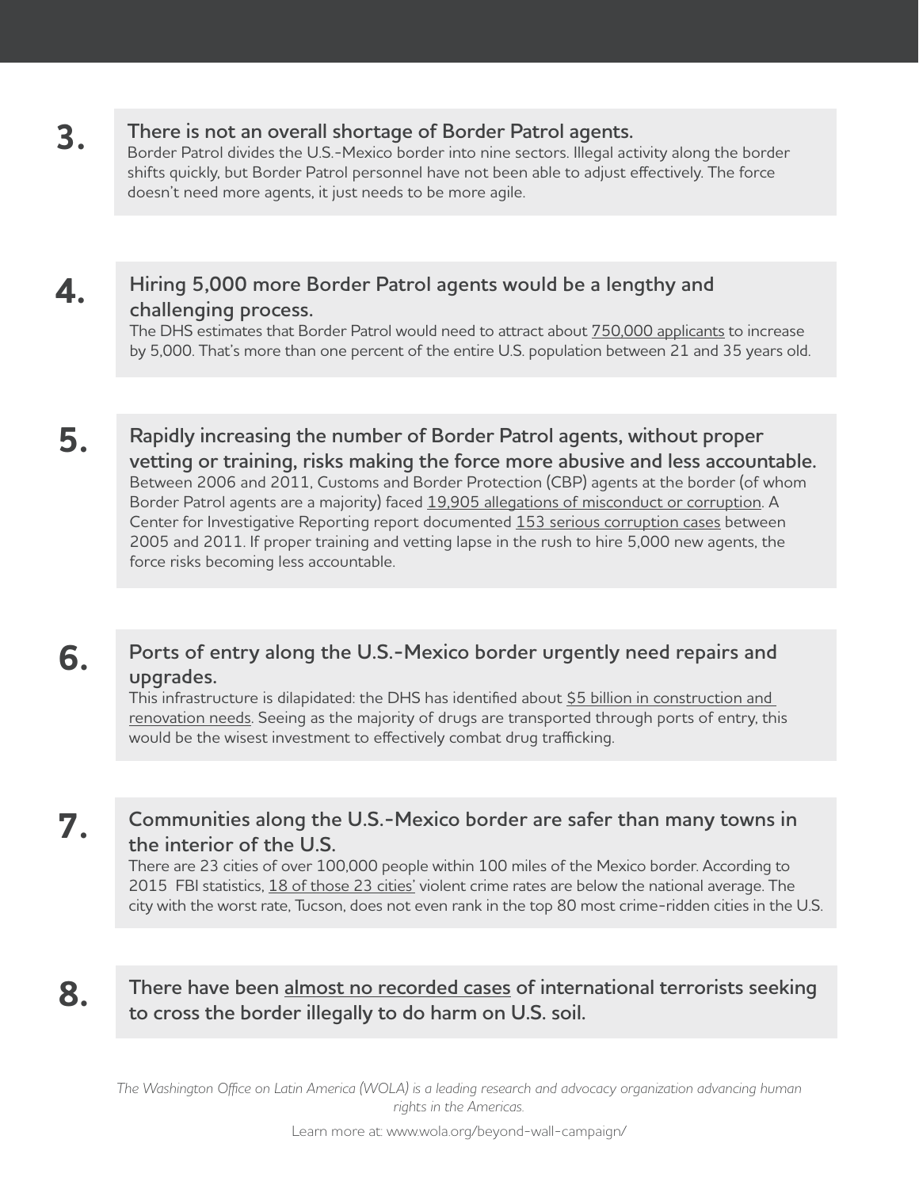**3.** **There is not an overall shortage of Border Patrol agents.**
Border Patrol divides the U.S.-Mexico border into nine sectors. Illegal activity along the border shifts quickly, but Border Patrol personnel have not been able to adjust effectively. The force doesn't need more agents, it just needs to be more agile.

**4.** **Hiring 5,000 more Border Patrol agents would be a lengthy and challenging process.**
The DHS estimates that Border Patrol would need to attract about 750,000 applicants to increase by 5,000. That's more than one percent of the entire U.S. population between 21 and 35 years old.

**5.** **Rapidly increasing the number of Border Patrol agents, without proper vetting or training, risks making the force more abusive and less accountable.**
Between 2006 and 2011, Customs and Border Protection (CBP) agents at the border (of whom Border Patrol agents are a majority) faced 19,905 allegations of misconduct or corruption. A Center for Investigative Reporting report documented 153 serious corruption cases between 2005 and 2011. If proper training and vetting lapse in the rush to hire 5,000 new agents, the force risks becoming less accountable.

**6.** **Ports of entry along the U.S.-Mexico border urgently need repairs and upgrades.**
This infrastructure is dilapidated: the DHS has identified about $5 billion in construction and renovation needs. Seeing as the majority of drugs are transported through ports of entry, this would be the wisest investment to effectively combat drug trafficking.

**7.** **Communities along the U.S.-Mexico border are safer than many towns in the interior of the U.S.**
There are 23 cities of over 100,000 people within 100 miles of the Mexico border. According to 2015 FBI statistics, 18 of those 23 cities' violent crime rates are below the national average. The city with the worst rate, Tucson, does not even rank in the top 80 most crime-ridden cities in the U.S.

**8.** **There have been almost no recorded cases of international terrorists seeking to cross the border illegally to do harm on U.S. soil.**

*The Washington Office on Latin America (WOLA) is a leading research and advocacy organization advancing human rights in the Americas.*

Learn more at: www.wola.org/beyond-wall-campaign/